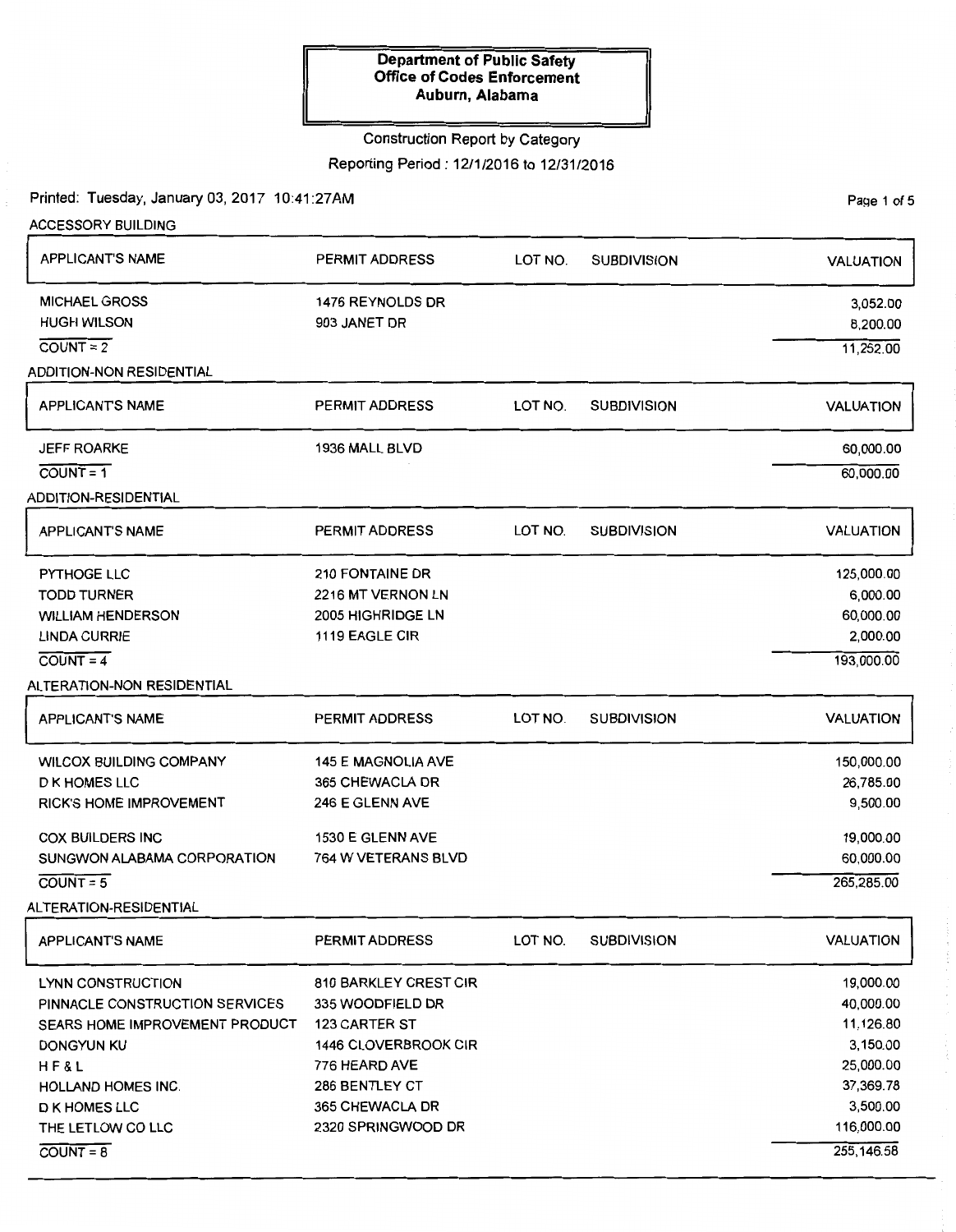**Department of Public Safety**
**Office of Codes Enforcement**
**Auburn, Alabama**

Construction Report by Category

Reporting Period : 12/1/2016 to 12/31/2016

Printed: Tuesday, January 03, 2017 10:41:27AM

## ACCESSORY BUILDING

| APPLICANT'S NAME | PERMIT ADDRESS | LOT NO. | SUBDIVISION | VALUATION |
|---|---|---|---|---|
| MICHAEL GROSS | 1476 REYNOLDS DR | | | 3,052.00 |
| HUGH WILSON | 903 JANET DR | | | 8,200.00 |
| COUNT = 2 | | | | 11,252.00 |

## ADDITION-NON RESIDENTIAL

| APPLICANT'S NAME | PERMIT ADDRESS | LOT NO. | SUBDIVISION | VALUATION |
|---|---|---|---|---|
| JEFF ROARKE | 1936 MALL BLVD | | | 60,000.00 |
| COUNT = 1 | | | | 60,000.00 |

## ADDITION-RESIDENTIAL

| APPLICANT'S NAME | PERMIT ADDRESS | LOT NO. | SUBDIVISION | VALUATION |
|---|---|---|---|---|
| PYTHOGE LLC | 210 FONTAINE DR | | | 125,000.00 |
| TODD TURNER | 2216 MT VERNON LN | | | 6,000.00 |
| WILLIAM HENDERSON | 2005 HIGHRIDGE LN | | | 60,000.00 |
| LINDA CURRIE | 1119 EAGLE CIR | | | 2,000.00 |
| COUNT = 4 | | | | 193,000.00 |

## ALTERATION-NON RESIDENTIAL

| APPLICANT'S NAME | PERMIT ADDRESS | LOT NO. | SUBDIVISION | VALUATION |
|---|---|---|---|---|
| WILCOX BUILDING COMPANY | 145 E MAGNOLIA AVE | | | 150,000.00 |
| D K HOMES LLC | 365 CHEWACLA DR | | | 26,785.00 |
| RICK'S HOME IMPROVEMENT | 246 E GLENN AVE | | | 9,500.00 |
| COX BUILDERS INC | 1530 E GLENN AVE | | | 19,000.00 |
| SUNGWON ALABAMA CORPORATION | 764 W VETERANS BLVD | | | 60,000.00 |
| COUNT = 5 | | | | 265,285.00 |

## ALTERATION-RESIDENTIAL

| APPLICANT'S NAME | PERMIT ADDRESS | LOT NO. | SUBDIVISION | VALUATION |
|---|---|---|---|---|
| LYNN CONSTRUCTION | 810 BARKLEY CREST CIR | | | 19,000.00 |
| PINNACLE CONSTRUCTION SERVICES | 335 WOODFIELD DR | | | 40,000.00 |
| SEARS HOME IMPROVEMENT PRODUCT | 123 CARTER ST | | | 11,126.80 |
| DONGYUN KU | 1446 CLOVERBROOK CIR | | | 3,150.00 |
| H F & L | 776 HEARD AVE | | | 25,000.00 |
| HOLLAND HOMES INC. | 286 BENTLEY CT | | | 37,369.78 |
| D K HOMES LLC | 365 CHEWACLA DR | | | 3,500.00 |
| THE LETLOW CO LLC | 2320 SPRINGWOOD DR | | | 116,000.00 |
| COUNT = 8 | | | | 255,146.58 |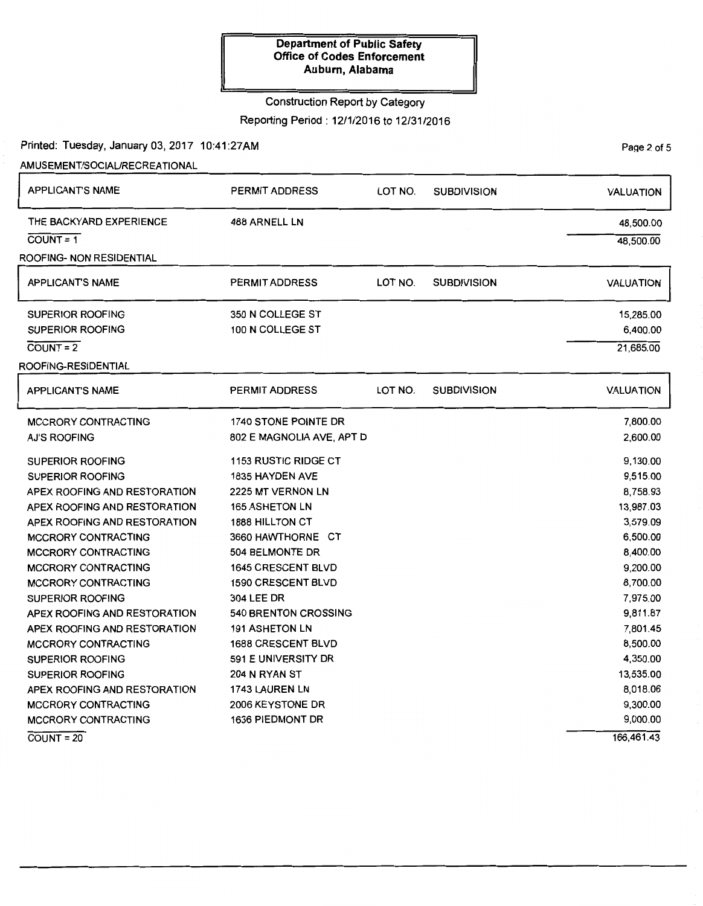**Department of Public Safety**
**Office of Codes Enforcement**
**Auburn, Alabama**

Construction Report by Category

Reporting Period : 12/1/2016 to 12/31/2016

Printed: Tuesday, January 03, 2017 10:41:27AM

AMUSEMENT/SOCIAL/RECREATIONAL

| APPLICANT'S NAME | PERMIT ADDRESS | LOT NO. | SUBDIVISION | VALUATION |
|---|---|---|---|---|
| THE BACKYARD EXPERIENCE | 488 ARNELL LN | | | 48,500.00 |
| COUNT = 1 | | | | 48,500.00 |

ROOFING- NON RESIDENTIAL

| APPLICANT'S NAME | PERMIT ADDRESS | LOT NO. | SUBDIVISION | VALUATION |
|---|---|---|---|---|
| SUPERIOR ROOFING | 350 N COLLEGE ST | | | 15,285.00 |
| SUPERIOR ROOFING | 100 N COLLEGE ST | | | 6,400.00 |
| COUNT = 2 | | | | 21,685.00 |

ROOFING-RESIDENTIAL

| APPLICANT'S NAME | PERMIT ADDRESS | LOT NO. | SUBDIVISION | VALUATION |
|---|---|---|---|---|
| MCCRORY CONTRACTING | 1740 STONE POINTE DR | | | 7,800.00 |
| AJ'S ROOFING | 802 E MAGNOLIA AVE, APT D | | | 2,600.00 |
| SUPERIOR ROOFING | 1153 RUSTIC RIDGE CT | | | 9,130.00 |
| SUPERIOR ROOFING | 1835 HAYDEN AVE | | | 9,515.00 |
| APEX ROOFING AND RESTORATION | 2225 MT VERNON LN | | | 8,758.93 |
| APEX ROOFING AND RESTORATION | 165 ASHETON LN | | | 13,987.03 |
| APEX ROOFING AND RESTORATION | 1888 HILLTON CT | | | 3,579.09 |
| MCCRORY CONTRACTING | 3660 HAWTHORNE CT | | | 6,500.00 |
| MCCRORY CONTRACTING | 504 BELMONTE DR | | | 8,400.00 |
| MCCRORY CONTRACTING | 1645 CRESCENT BLVD | | | 9,200.00 |
| MCCRORY CONTRACTING | 1590 CRESCENT BLVD | | | 8,700.00 |
| SUPERIOR ROOFING | 304 LEE DR | | | 7,975.00 |
| APEX ROOFING AND RESTORATION | 540 BRENTON CROSSING | | | 9,811.87 |
| APEX ROOFING AND RESTORATION | 191 ASHETON LN | | | 7,801.45 |
| MCCRORY CONTRACTING | 1688 CRESCENT BLVD | | | 8,500.00 |
| SUPERIOR ROOFING | 591 E UNIVERSITY DR | | | 4,350.00 |
| SUPERIOR ROOFING | 204 N RYAN ST | | | 13,535.00 |
| APEX ROOFING AND RESTORATION | 1743 LAUREN LN | | | 8,018.06 |
| MCCRORY CONTRACTING | 2006 KEYSTONE DR | | | 9,300.00 |
| MCCRORY CONTRACTING | 1636 PIEDMONT DR | | | 9,000.00 |
| COUNT = 20 | | | | 166,461.43 |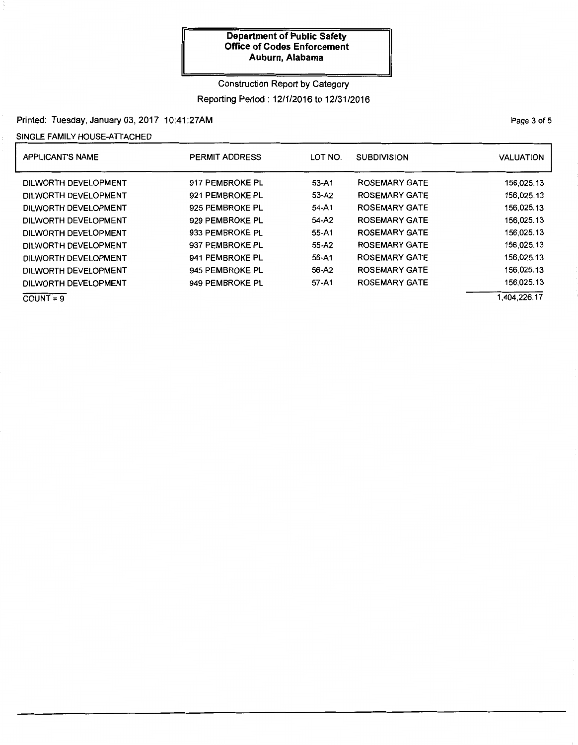**Department of Public Safety**
**Office of Codes Enforcement**
**Auburn, Alabama**

Construction Report by Category

Reporting Period : 12/1/2016 to 12/31/2016

Printed: Tuesday, January 03, 2017 10:41:27AM

SINGLE FAMILY HOUSE-ATTACHED

| APPLICANT'S NAME | PERMIT ADDRESS | LOT NO. | SUBDIVISION | VALUATION |
|---|---|---|---|---|
| DILWORTH DEVELOPMENT | 917 PEMBROKE PL | 53-A1 | ROSEMARY GATE | 156,025.13 |
| DILWORTH DEVELOPMENT | 921 PEMBROKE PL | 53-A2 | ROSEMARY GATE | 156,025.13 |
| DILWORTH DEVELOPMENT | 925 PEMBROKE PL | 54-A1 | ROSEMARY GATE | 156,025.13 |
| DILWORTH DEVELOPMENT | 929 PEMBROKE PL | 54-A2 | ROSEMARY GATE | 156,025.13 |
| DILWORTH DEVELOPMENT | 933 PEMBROKE PL | 55-A1 | ROSEMARY GATE | 156,025.13 |
| DILWORTH DEVELOPMENT | 937 PEMBROKE PL | 55-A2 | ROSEMARY GATE | 156,025.13 |
| DILWORTH DEVELOPMENT | 941 PEMBROKE PL | 56-A1 | ROSEMARY GATE | 156,025.13 |
| DILWORTH DEVELOPMENT | 945 PEMBROKE PL | 56-A2 | ROSEMARY GATE | 156,025.13 |
| DILWORTH DEVELOPMENT | 949 PEMBROKE PL | 57-A1 | ROSEMARY GATE | 156,025.13 |
| COUNT = 9 | | | | 1,404,226.17 |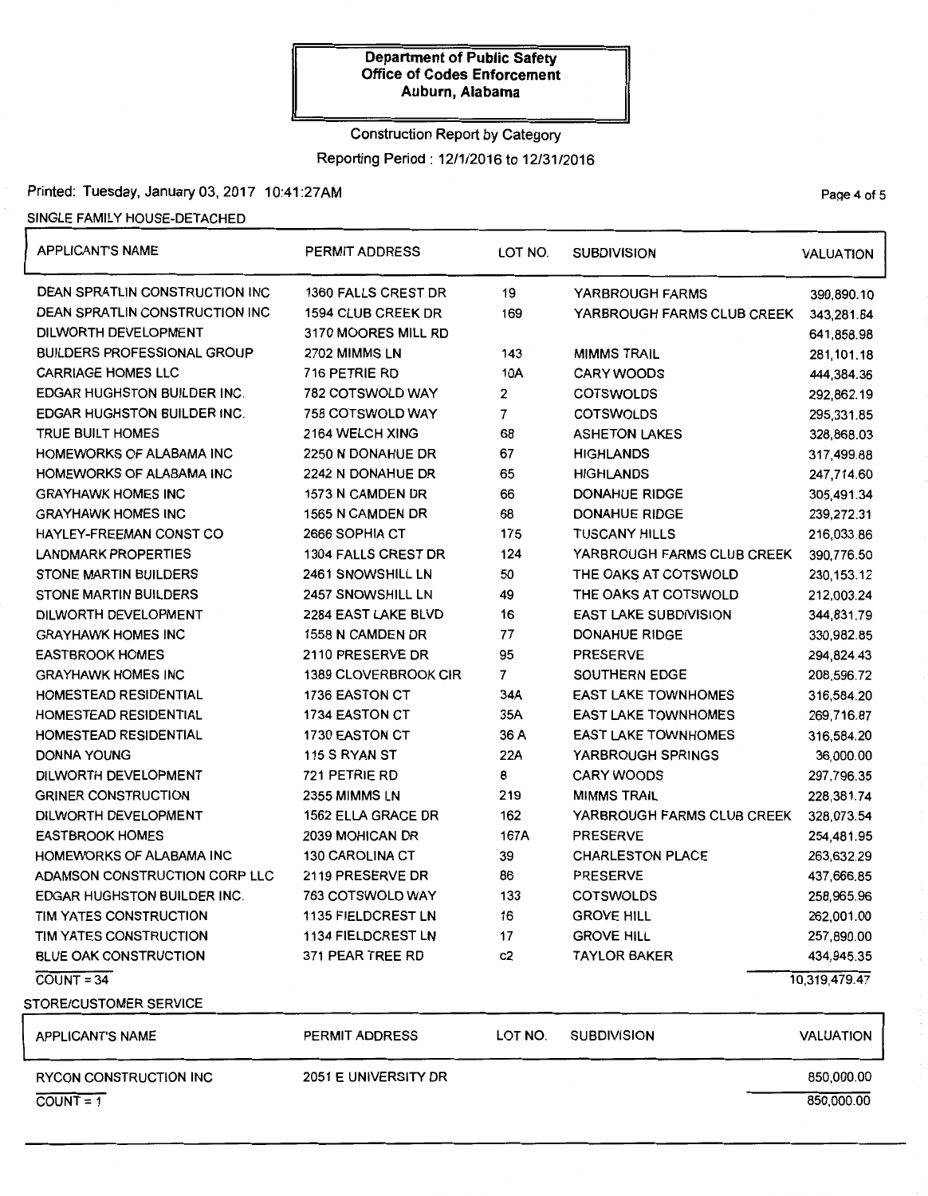**Department of Public Safety**
**Office of Codes Enforcement**
**Auburn, Alabama**

Construction Report by Category

Reporting Period : 12/1/2016 to 12/31/2016

Printed: Tuesday, January 03, 2017 10:41:27AM

SINGLE FAMILY HOUSE-DETACHED

| APPLICANT'S NAME | PERMIT ADDRESS | LOT NO. | SUBDIVISION | VALUATION |
|---|---|---|---|---|
| DEAN SPRATLIN CONSTRUCTION INC | 1360 FALLS CREST DR | 19 | YARBROUGH FARMS | 390,890.10 |
| DEAN SPRATLIN CONSTRUCTION INC | 1594 CLUB CREEK DR | 169 | YARBROUGH FARMS CLUB CREEK | 343,281.64 |
| DILWORTH DEVELOPMENT | 3170 MOORES MILL RD | | | 641,858.98 |
| BUILDERS PROFESSIONAL GROUP | 2702 MIMMS LN | 143 | MIMMS TRAIL | 281,101.18 |
| CARRIAGE HOMES LLC | 716 PETRIE RD | 10A | CARY WOODS | 444,384.36 |
| EDGAR HUGHSTON BUILDER INC. | 782 COTSWOLD WAY | 2 | COTSWOLDS | 292,862.19 |
| EDGAR HUGHSTON BUILDER INC. | 758 COTSWOLD WAY | 7 | COTSWOLDS | 295,331.85 |
| TRUE BUILT HOMES | 2164 WELCH XING | 68 | ASHETON LAKES | 328,868.03 |
| HOMEWORKS OF ALABAMA INC | 2250 N DONAHUE DR | 67 | HIGHLANDS | 317,499.68 |
| HOMEWORKS OF ALABAMA INC | 2242 N DONAHUE DR | 65 | HIGHLANDS | 247,714.60 |
| GRAYHAWK HOMES INC | 1573 N CAMDEN DR | 66 | DONAHUE RIDGE | 305,491.34 |
| GRAYHAWK HOMES INC | 1565 N CAMDEN DR | 68 | DONAHUE RIDGE | 239,272.31 |
| HAYLEY-FREEMAN CONST CO | 2666 SOPHIA CT | 175 | TUSCANY HILLS | 216,033.86 |
| LANDMARK PROPERTIES | 1304 FALLS CREST DR | 124 | YARBROUGH FARMS CLUB CREEK | 390,776.50 |
| STONE MARTIN BUILDERS | 2461 SNOWSHILL LN | 50 | THE OAKS AT COTSWOLD | 230,153.12 |
| STONE MARTIN BUILDERS | 2457 SNOWSHILL LN | 49 | THE OAKS AT COTSWOLD | 212,003.24 |
| DILWORTH DEVELOPMENT | 2284 EAST LAKE BLVD | 16 | EAST LAKE SUBDIVISION | 344,831.79 |
| GRAYHAWK HOMES INC | 1558 N CAMDEN DR | 77 | DONAHUE RIDGE | 330,982.85 |
| EASTBROOK HOMES | 2110 PRESERVE DR | 95 | PRESERVE | 294,824.43 |
| GRAYHAWK HOMES INC | 1389 CLOVERBROOK CIR | 7 | SOUTHERN EDGE | 208,596.72 |
| HOMESTEAD RESIDENTIAL | 1736 EASTON CT | 34A | EAST LAKE TOWNHOMES | 316,584.20 |
| HOMESTEAD RESIDENTIAL | 1734 EASTON CT | 35A | EAST LAKE TOWNHOMES | 269,716.87 |
| HOMESTEAD RESIDENTIAL | 1730 EASTON CT | 36 A | EAST LAKE TOWNHOMES | 316,584.20 |
| DONNA YOUNG | 115 S RYAN ST | 22A | YARBROUGH SPRINGS | 36,000.00 |
| DILWORTH DEVELOPMENT | 721 PETRIE RD | 8 | CARY WOODS | 297,796.35 |
| GRINER CONSTRUCTION | 2355 MIMMS LN | 219 | MIMMS TRAIL | 228,381.74 |
| DILWORTH DEVELOPMENT | 1562 ELLA GRACE DR | 162 | YARBROUGH FARMS CLUB CREEK | 328,073.54 |
| EASTBROOK HOMES | 2039 MOHICAN DR | 167A | PRESERVE | 254,481.95 |
| HOMEWORKS OF ALABAMA INC | 130 CAROLINA CT | 39 | CHARLESTON PLACE | 263,632.29 |
| ADAMSON CONSTRUCTION CORP LLC | 2119 PRESERVE DR | 86 | PRESERVE | 437,666.85 |
| EDGAR HUGHSTON BUILDER INC. | 763 COTSWOLD WAY | 133 | COTSWOLDS | 258,965.96 |
| TIM YATES CONSTRUCTION | 1135 FIELDCREST LN | 16 | GROVE HILL | 262,001.00 |
| TIM YATES CONSTRUCTION | 1134 FIELDCREST LN | 17 | GROVE HILL | 257,890.00 |
| BLUE OAK CONSTRUCTION | 371 PEAR TREE RD | c2 | TAYLOR BAKER | 434,945.35 |
| COUNT = 34 | | | | 10,319,479.47 |

STORE/CUSTOMER SERVICE

| APPLICANT'S NAME | PERMIT ADDRESS | LOT NO. | SUBDIVISION | VALUATION |
|---|---|---|---|---|
| RYCON CONSTRUCTION INC | 2051 E UNIVERSITY DR | | | 850,000.00 |
| COUNT = 1 | | | | 850,000.00 |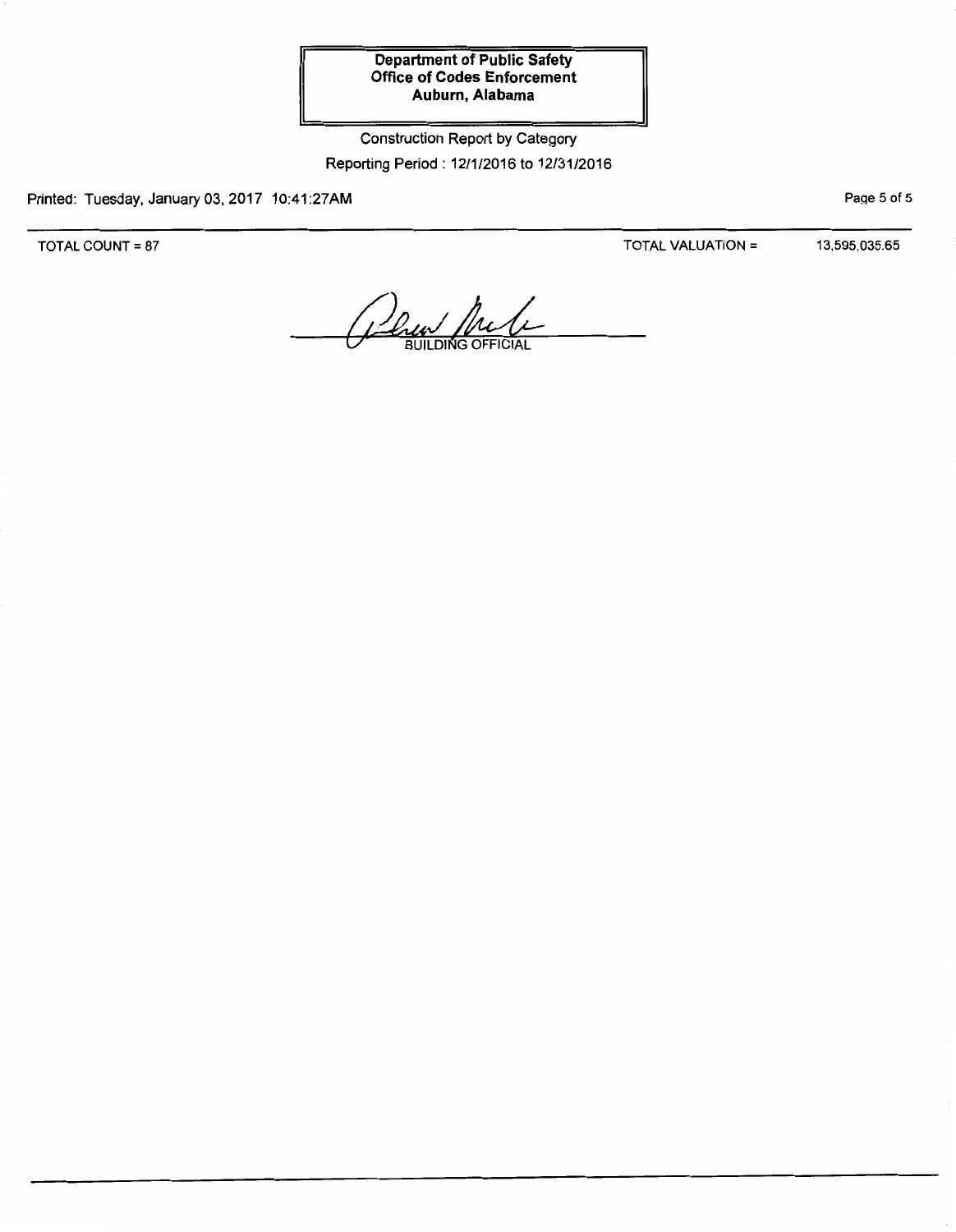**Department of Public Safety**
**Office of Codes Enforcement**
**Auburn, Alabama**

Construction Report by Category

Reporting Period : 12/1/2016 to 12/31/2016

Printed: Tuesday, January 03, 2017 10:41:27AM

TOTAL COUNT = 87

TOTAL VALUATION = 13,595,035.65

BUILDING OFFICIAL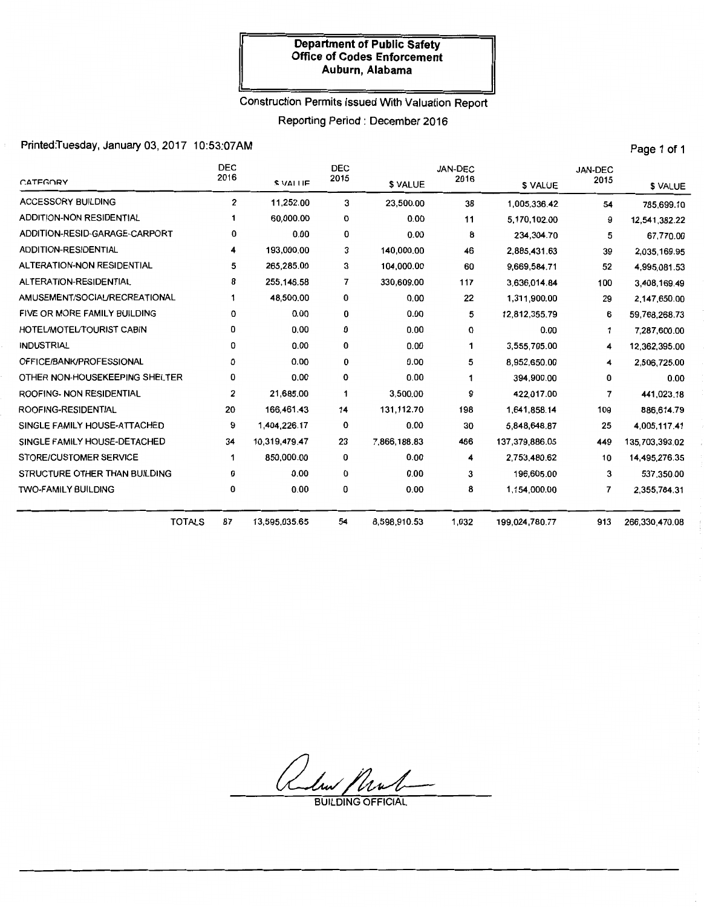**Department of Public Safety**
**Office of Codes Enforcement**
**Auburn, Alabama**

Construction Permits Issued With Valuation Report

Reporting Period : December 2016

Printed:Tuesday, January 03, 2017 10:53:07AM

| CATEGORY | DEC 2016 | $ VALUE | DEC 2015 | $ VALUE | JAN-DEC 2016 | $ VALUE | JAN-DEC 2015 | $ VALUE |
|---|---|---|---|---|---|---|---|---|
| ACCESSORY BUILDING | 2 | 11,252.00 | 3 | 23,500.00 | 38 | 1,005,336.42 | 54 | 785,699.10 |
| ADDITION-NON RESIDENTIAL | 1 | 60,000.00 | 0 | 0.00 | 11 | 5,170,102.00 | 9 | 12,541,382.22 |
| ADDITION-RESID-GARAGE-CARPORT | 0 | 0.00 | 0 | 0.00 | 8 | 234,304.70 | 5 | 67,770.00 |
| ADDITION-RESIDENTIAL | 4 | 193,000.00 | 3 | 140,000.00 | 46 | 2,885,431.63 | 39 | 2,035,169.95 |
| ALTERATION-NON RESIDENTIAL | 5 | 265,285.00 | 3 | 104,000.00 | 60 | 9,669,584.71 | 52 | 4,995,081.53 |
| ALTERATION-RESIDENTIAL | 8 | 255,146.58 | 7 | 330,609.00 | 117 | 3,636,014.84 | 100 | 3,408,169.49 |
| AMUSEMENT/SOCIAL/RECREATIONAL | 1 | 48,500.00 | 0 | 0.00 | 22 | 1,311,900.00 | 29 | 2,147,650.00 |
| FIVE OR MORE FAMILY BUILDING | 0 | 0.00 | 0 | 0.00 | 5 | 12,812,355.79 | 6 | 59,768,268.73 |
| HOTEL/MOTEL/TOURIST CABIN | 0 | 0.00 | 0 | 0.00 | 0 | 0.00 | 1 | 7,287,600.00 |
| INDUSTRIAL | 0 | 0.00 | 0 | 0.00 | 1 | 3,555,705.00 | 4 | 12,362,395.00 |
| OFFICE/BANK/PROFESSIONAL | 0 | 0.00 | 0 | 0.00 | 5 | 8,952,650.00 | 4 | 2,506,725.00 |
| OTHER NON-HOUSEKEEPING SHELTER | 0 | 0.00 | 0 | 0.00 | 1 | 394,900.00 | 0 | 0.00 |
| ROOFING- NON RESIDENTIAL | 2 | 21,685.00 | 1 | 3,500.00 | 9 | 422,017.00 | 7 | 441,023.18 |
| ROOFING-RESIDENTIAL | 20 | 166,461.43 | 14 | 131,112.70 | 198 | 1,641,858.14 | 109 | 886,614.79 |
| SINGLE FAMILY HOUSE-ATTACHED | 9 | 1,404,226.17 | 0 | 0.00 | 30 | 5,848,648.87 | 25 | 4,005,117.41 |
| SINGLE FAMILY HOUSE-DETACHED | 34 | 10,319,479.47 | 23 | 7,866,188.83 | 466 | 137,379,886.05 | 449 | 135,703,393.02 |
| STORE/CUSTOMER SERVICE | 1 | 850,000.00 | 0 | 0.00 | 4 | 2,753,480.62 | 10 | 14,495,276.35 |
| STRUCTURE OTHER THAN BUILDING | 0 | 0.00 | 0 | 0.00 | 3 | 196,605.00 | 3 | 537,350.00 |
| TWO-FAMILY BUILDING | 0 | 0.00 | 0 | 0.00 | 8 | 1,154,000.00 | 7 | 2,355,764.31 |
| TOTALS | 87 | 13,595,035.65 | 54 | 8,598,910.53 | 1,032 | 199,024,780.77 | 913 | 266,330,470.08 |

BUILDING OFFICIAL